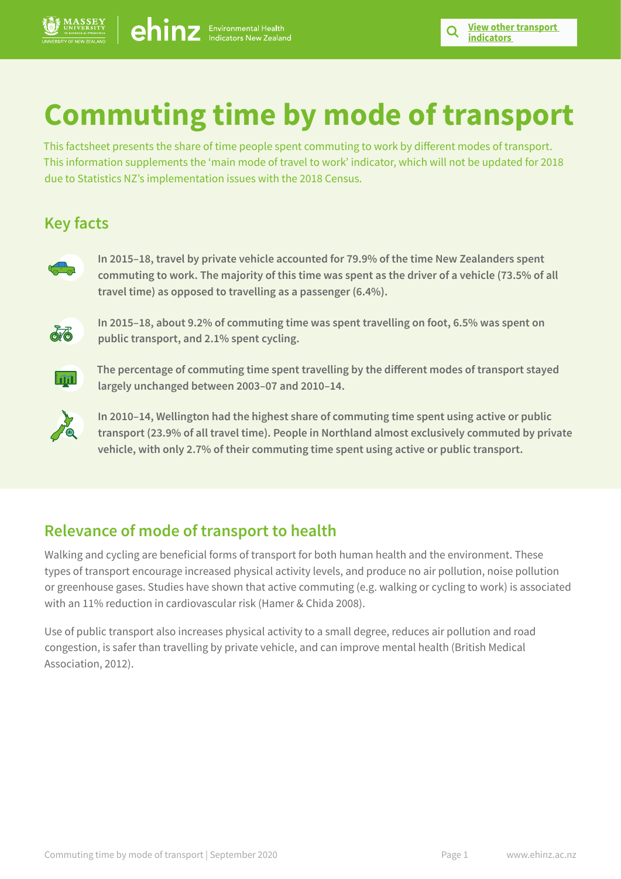# Commuting time by mode of transport

This factsheet presents the share of time people spent commuting to work by different modes of transport. This information supplements the 'main mode of travel to work' indicator, which will not be updated for 2018 due to Statistics NZ's implementation issues with the 2018 Census.

## Key facts

- **In 2015–18, travel by private vehicle accounted for 79.9% of the time New Zealanders spent commuting to work. The majority of this time was spent as the driver of a vehicle (73.5% of all travel time) as opposed to travelling as a passenger (6.4%).**
- **In 2015–18, about 9.2% of commuting time was spent travelling on foot, 6.5% was spent on public transport, and 2.1% spent cycling.**
- **The percentage of commuting time spent travelling by the different modes of transport stayed largely unchanged between 2003–07 and 2010–14.**
- **In 2010–14, Wellington had the highest share of commuting time spent using active or public transport (23.9% of all travel time). People in Northland almost exclusively commuted by private vehicle, with only 2.7% of their commuting time spent using active or public transport.**

## Relevance of mode of transport to health

Walking and cycling are beneficial forms of transport for both human health and the environment. These types of transport encourage increased physical activity levels, and produce no air pollution, noise pollution or greenhouse gases. Studies have shown that active commuting (e.g. walking or cycling to work) is associated with an 11% reduction in cardiovascular risk (Hamer & Chida 2008).

Use of public transport also increases physical activity to a small degree, reduces air pollution and road congestion, is safer than travelling by private vehicle, and can improve mental health (British Medical Association, 2012).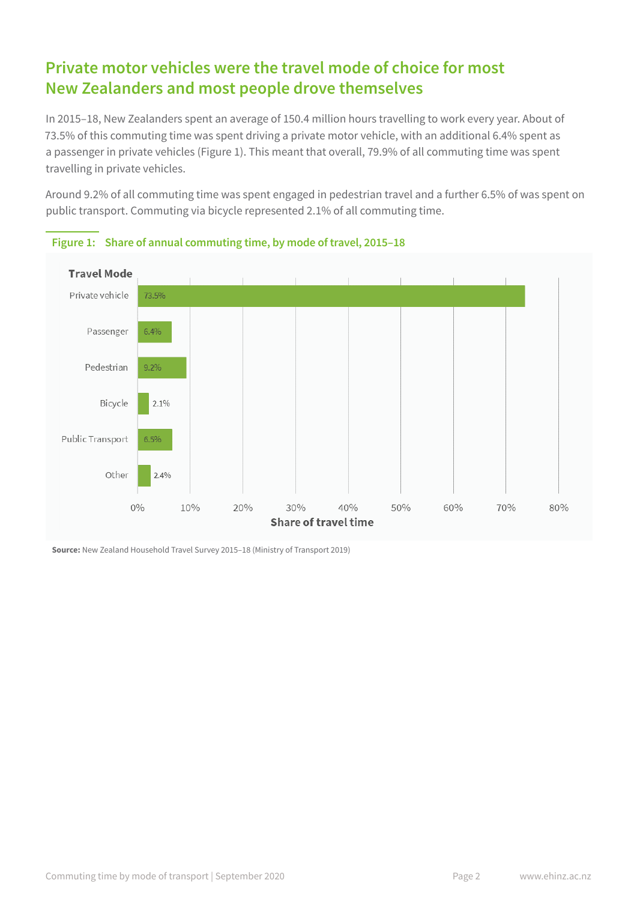## Private motor vehicles were the travel mode of choice for most New Zealanders and most people drove themselves

In 2015–18, New Zealanders spent an average of 150.4 million hours travelling to work every year. About of 73.5% of this commuting time was spent driving a private motor vehicle, with an additional 6.4% spent as a passenger in private vehicles (Figure 1). This meant that overall, 79.9% of all commuting time was spent travelling in private vehicles.

Around 9.2% of all commuting time was spent engaged in pedestrian travel and a further 6.5% of was spent on public transport. Commuting via bicycle represented 2.1% of all commuting time.

**Figure 1: Share of annual commuting time, by mode of travel, 2015–18**

| Travel Mode | Share of travel time |
|---|---|
| Private vehicle | 73.5% |
| Passenger | 6.4% |
| Pedestrian | 9.2% |
| Bicycle | 2.1% |
| Public Transport | 6.5% |
| Other | 2.4% |

**Source:** New Zealand Household Travel Survey 2015–18 (Ministry of Transport 2019)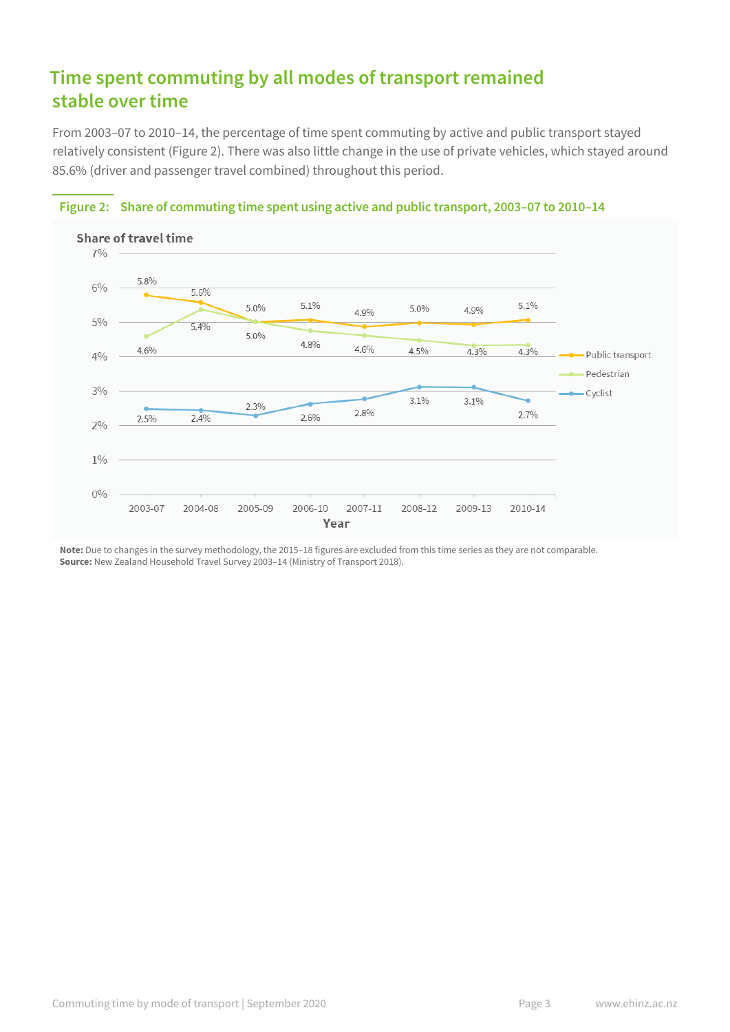## Time spent commuting by all modes of transport remained stable over time

From 2003–07 to 2010–14, the percentage of time spent commuting by active and public transport stayed relatively consistent (Figure 2). There was also little change in the use of private vehicles, which stayed around 85.6% (driver and passenger travel combined) throughout this period.

**Figure 2: Share of commuting time spent using active and public transport, 2003–07 to 2010–14**

Share of travel time

| Year | Public transport | Pedestrian | Cyclist |
| --- | --- | --- | --- |
| 2003-07 | 5.8% | 4.6% | 2.5% |
| 2004-08 | 5.6% | 5.4% | 2.4% |
| 2005-09 | 5.0% | 5.0% | 2.3% |
| 2006-10 | 5.1% | 4.8% | 2.6% |
| 2007-11 | 4.9% | 4.6% | 2.8% |
| 2008-12 | 5.0% | 4.5% | 3.1% |
| 2009-13 | 4.9% | 4.3% | 3.1% |
| 2010-14 | 5.1% | 4.3% | 2.7% |

**Note:** Due to changes in the survey methodology, the 2015–18 figures are excluded from this time series as they are not comparable.
**Source:** New Zealand Household Travel Survey 2003–14 (Ministry of Transport 2018).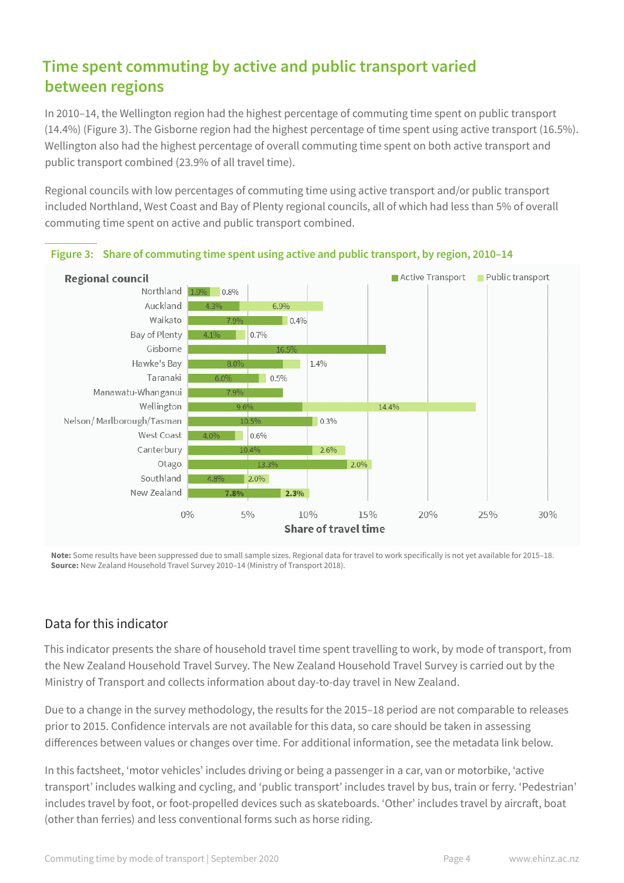## Time spent commuting by active and public transport varied between regions

In 2010–14, the Wellington region had the highest percentage of commuting time spent on public transport (14.4%) (Figure 3). The Gisborne region had the highest percentage of time spent using active transport (16.5%). Wellington also had the highest percentage of overall commuting time spent on both active transport and public transport combined (23.9% of all travel time).

Regional councils with low percentages of commuting time using active transport and/or public transport included Northland, West Coast and Bay of Plenty regional councils, all of which had less than 5% of overall commuting time spent on active and public transport combined.

**Figure 3: Share of commuting time spent using active and public transport, by region, 2010–14**

| Regional council | Active Transport | Public transport |
|---|---|---|
| Northland | 1.9% | 0.8% |
| Auckland | 4.3% | 6.9% |
| Waikato | 7.9% | 0.4% |
| Bay of Plenty | 4.1% | 0.7% |
| Gisborne | 16.5% | |
| Hawke's Bay | 8.0% | 1.4% |
| Taranaki | 6.0% | 0.5% |
| Manawatu-Whanganui | 7.9% | |
| Wellington | 9.6% | 14.4% |
| Nelson/ Marlborough/Tasman | 10.5% | 0.3% |
| West Coast | 4.0% | 0.6% |
| Canterbury | 10.4% | 2.6% |
| Otago | 13.3% | 2.0% |
| Southland | 4.8% | 2.0% |
| **New Zealand** | **7.8%** | **2.3%** |

Share of travel time

**Note:** Some results have been suppressed due to small sample sizes. Regional data for travel to work specifically is not yet available for 2015–18.
**Source:** New Zealand Household Travel Survey 2010–14 (Ministry of Transport 2018).

### Data for this indicator

This indicator presents the share of household travel time spent travelling to work, by mode of transport, from the New Zealand Household Travel Survey. The New Zealand Household Travel Survey is carried out by the Ministry of Transport and collects information about day-to-day travel in New Zealand.

Due to a change in the survey methodology, the results for the 2015–18 period are not comparable to releases prior to 2015. Confidence intervals are not available for this data, so care should be taken in assessing differences between values or changes over time. For additional information, see the metadata link below.

In this factsheet, 'motor vehicles' includes driving or being a passenger in a car, van or motorbike, 'active transport' includes walking and cycling, and 'public transport' includes travel by bus, train or ferry. 'Pedestrian' includes travel by foot, or foot-propelled devices such as skateboards. 'Other' includes travel by aircraft, boat (other than ferries) and less conventional forms such as horse riding.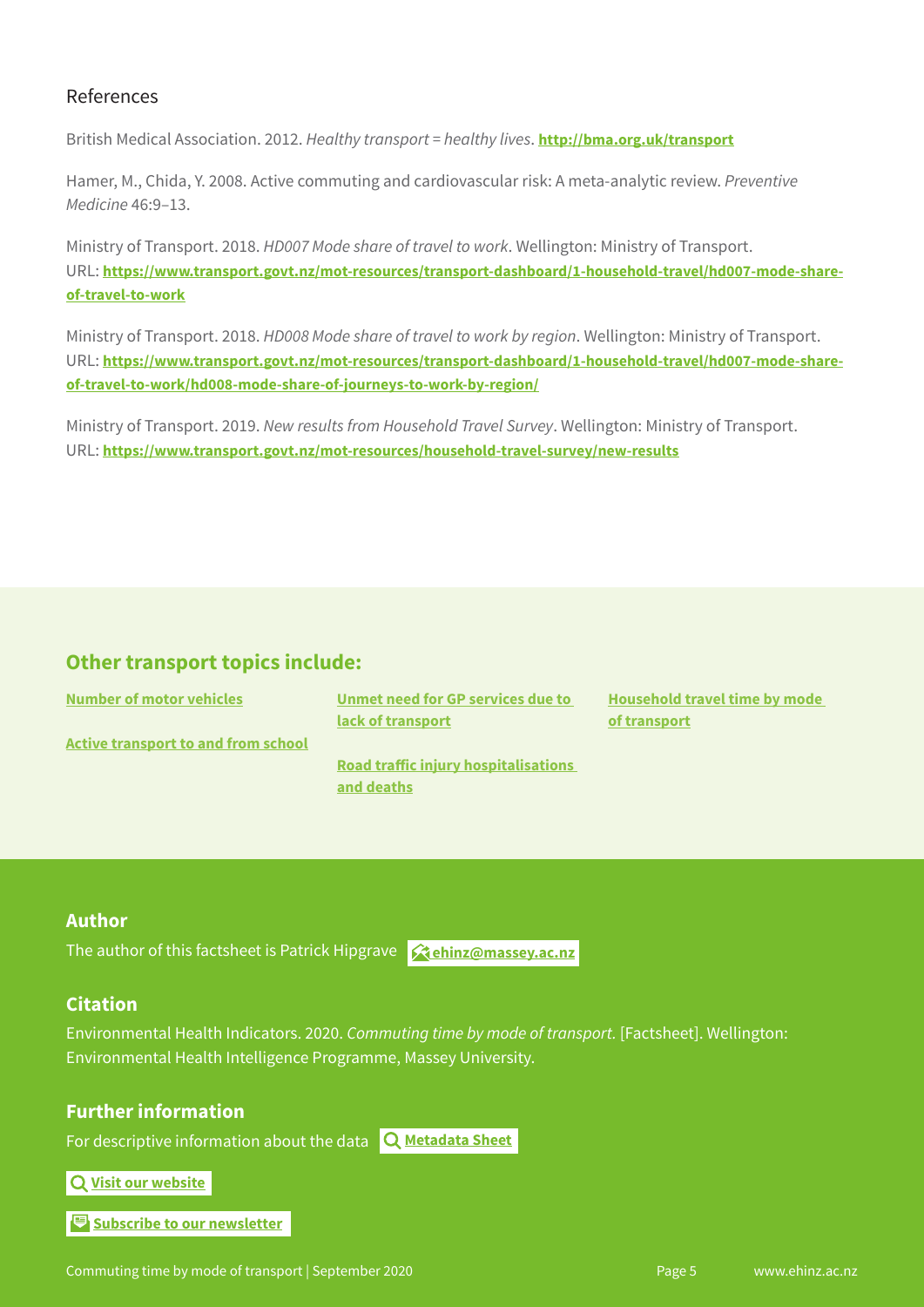## References

British Medical Association. 2012. *Healthy transport = healthy lives*. **http://bma.org.uk/transport**

Hamer, M., Chida, Y. 2008. Active commuting and cardiovascular risk: A meta-analytic review. *Preventive Medicine* 46:9–13.

Ministry of Transport. 2018. *HD007 Mode share of travel to work*. Wellington: Ministry of Transport. URL: **https://www.transport.govt.nz/mot-resources/transport-dashboard/1-household-travel/hd007-mode-share-of-travel-to-work**

Ministry of Transport. 2018. *HD008 Mode share of travel to work by region*. Wellington: Ministry of Transport. URL: **https://www.transport.govt.nz/mot-resources/transport-dashboard/1-household-travel/hd007-mode-share-of-travel-to-work/hd008-mode-share-of-journeys-to-work-by-region/**

Ministry of Transport. 2019. *New results from Household Travel Survey*. Wellington: Ministry of Transport. URL: **https://www.transport.govt.nz/mot-resources/household-travel-survey/new-results**

## Other transport topics include:

- **Number of motor vehicles**
- **Active transport to and from school**
- **Unmet need for GP services due to lack of transport**
- **Road traffic injury hospitalisations and deaths**
- **Household travel time by mode of transport**

### Author

The author of this factsheet is Patrick Hipgrave **ehinz@massey.ac.nz**

### Citation

Environmental Health Indicators. 2020. *Commuting time by mode of transport.* [Factsheet]. Wellington: Environmental Health Intelligence Programme, Massey University.

### Further information

For descriptive information about the data **Metadata Sheet**

**Visit our website**

**Subscribe to our newsletter**